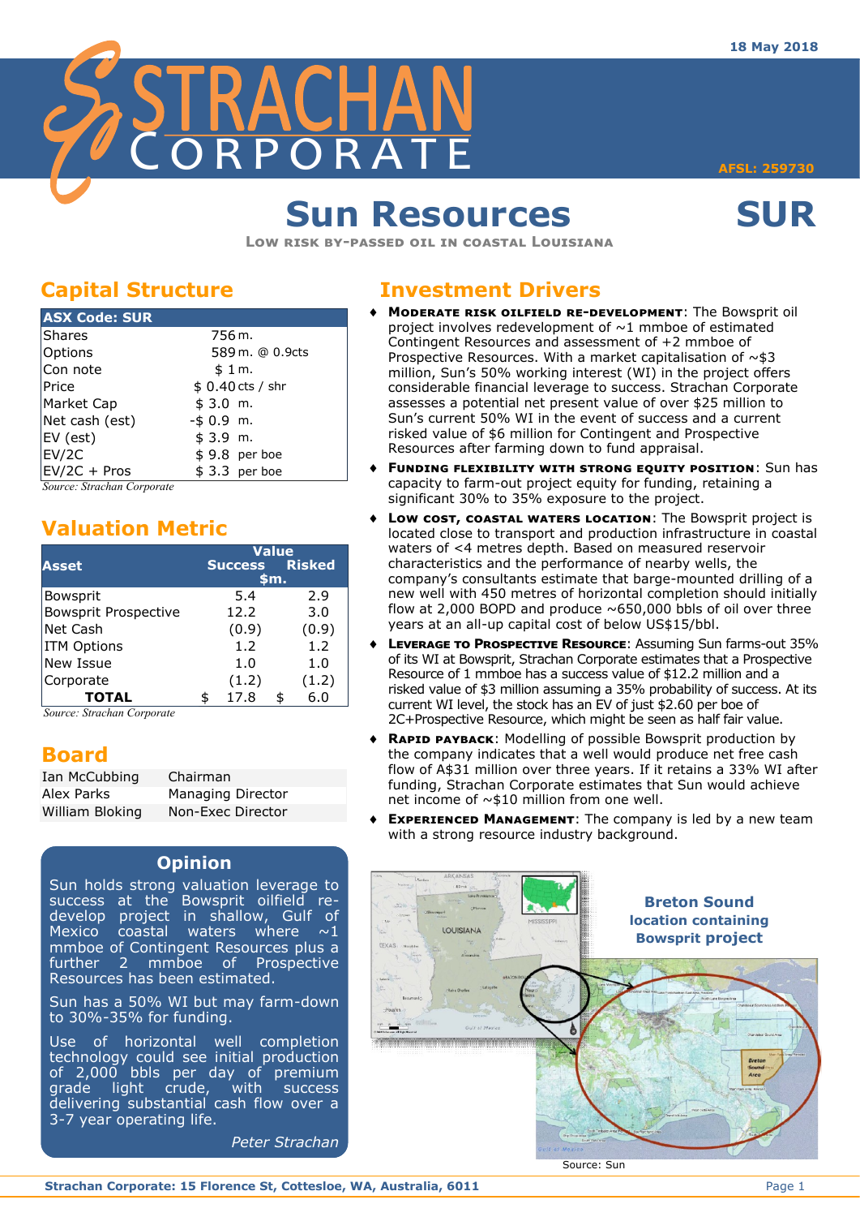18 May 2018

# Sun Resources — SUR

**Low risk by-passed oil in coastal Louisiana**

AFSL: 259730

## Capital Structure

| ASX Code: SUR | |
|---|---|
| Shares | 756 m. |
| Options | 589 m. @ 0.9cts |
| Con note | $ 1 m. |
| Price | $ 0.40 cts / shr |
| Market Cap | $ 3.0 m. |
| Net cash (est) | -$ 0.9 m. |
| EV (est) | $ 3.9 m. |
| EV/2C | $ 9.8 per boe |
| EV/2C + Pros | $ 3.3 per boe |

*Source: Strachan Corporate*

## Valuation Metric

| Asset | Value Success $m. | Value Risked $m. |
|---|---|---|
| Bowsprit | 5.4 | 2.9 |
| Bowsprit Prospective | 12.2 | 3.0 |
| Net Cash | (0.9) | (0.9) |
| ITM Options | 1.2 | 1.2 |
| New Issue | 1.0 | 1.0 |
| Corporate | (1.2) | (1.2) |
| **TOTAL** | $ 17.8 | $ 6.0 |

*Source: Strachan Corporate*

## Board

| | |
|---|---|
| Ian McCubbing | Chairman |
| Alex Parks | Managing Director |
| William Bloking | Non-Exec Director |

## Opinion

Sun holds strong valuation leverage to success at the Bowsprit oilfield re-develop project in shallow, Gulf of Mexico coastal waters where ~1 mmboe of Contingent Resources plus a further 2 mmboe of Prospective Resources has been estimated.

Sun has a 50% WI but may farm-down to 30%-35% for funding.

Use of horizontal well completion technology could see initial production of 2,000 bbls per day of premium grade light crude, with success delivering substantial cash flow over a 3-7 year operating life.

*Peter Strachan*

## Investment Drivers

- **Moderate risk oilfield re-development**: The Bowsprit oil project involves redevelopment of ~1 mmboe of estimated Contingent Resources and assessment of +2 mmboe of Prospective Resources. With a market capitalisation of ~$3 million, Sun's 50% working interest (WI) in the project offers considerable financial leverage to success. Strachan Corporate assesses a potential net present value of over $25 million to Sun's current 50% WI in the event of success and a current risked value of $6 million for Contingent and Prospective Resources after farming down to fund appraisal.
- **Funding flexibility with strong equity position**: Sun has capacity to farm-out project equity for funding, retaining a significant 30% to 35% exposure to the project.
- **Low cost, coastal waters location**: The Bowsprit project is located close to transport and production infrastructure in coastal waters of <4 metres depth. Based on measured reservoir characteristics and the performance of nearby wells, the company's consultants estimate that barge-mounted drilling of a new well with 450 metres of horizontal completion should initially flow at 2,000 BOPD and produce ~650,000 bbls of oil over three years at an all-up capital cost of below US$15/bbl.
- **Leverage to Prospective Resource**: Assuming Sun farms-out 35% of its WI at Bowsprit, Strachan Corporate estimates that a Prospective Resource of 1 mmboe has a success value of $12.2 million and a risked value of $3 million assuming a 35% probability of success. At its current WI level, the stock has an EV of just $2.60 per boe of 2C+Prospective Resource, which might be seen as half fair value.
- **Rapid payback**: Modelling of possible Bowsprit production by the company indicates that a well would produce net free cash flow of A$31 million over three years. If it retains a 33% WI after funding, Strachan Corporate estimates that Sun would achieve net income of ~$10 million from one well.
- **Experienced management**: The company is led by a new team with a strong resource industry background.

**Breton Sound location containing Bowsprit project**

Source: Sun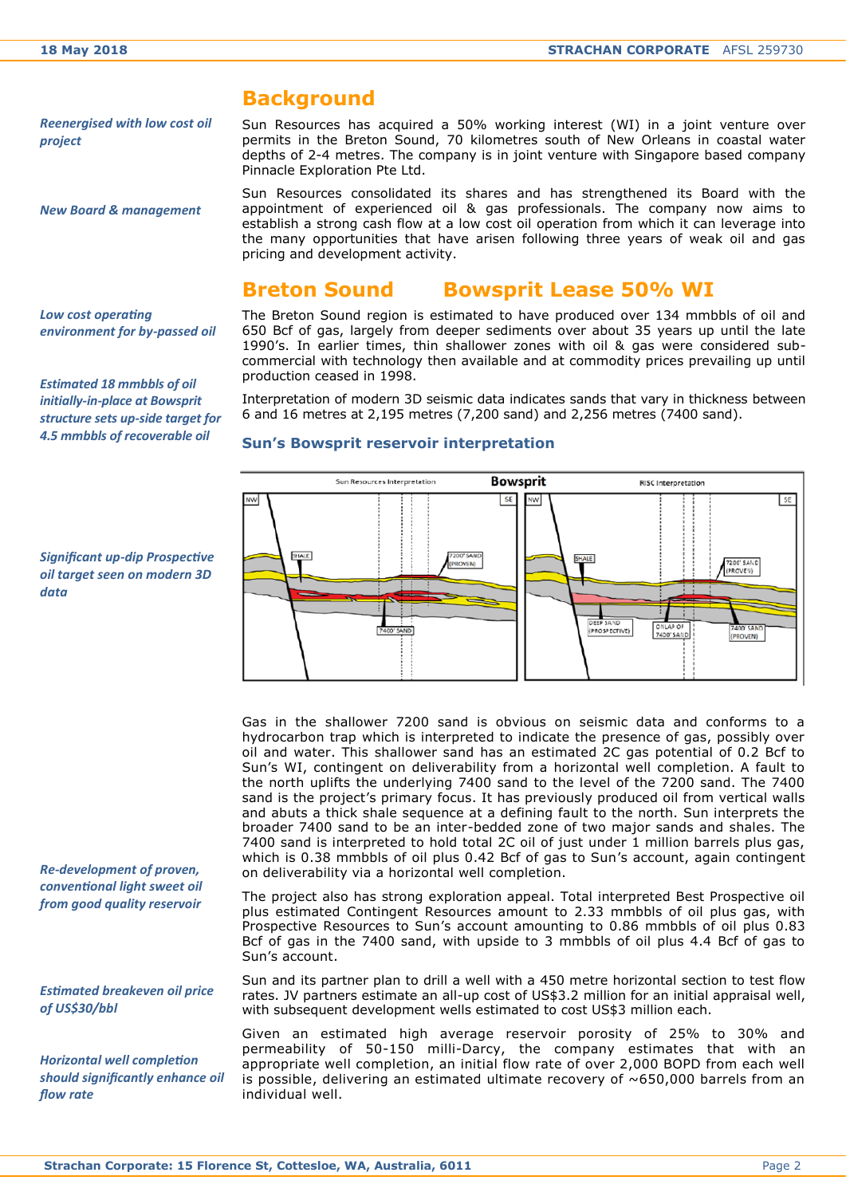## Background

*Reenergised with low cost oil project*

Sun Resources has acquired a 50% working interest (WI) in a joint venture over permits in the Breton Sound, 70 kilometres south of New Orleans in coastal water depths of 2-4 metres. The company is in joint venture with Singapore based company Pinnacle Exploration Pte Ltd.

*New Board & management*

Sun Resources consolidated its shares and has strengthened its Board with the appointment of experienced oil & gas professionals. The company now aims to establish a strong cash flow at a low cost oil operation from which it can leverage into the many opportunities that have arisen following three years of weak oil and gas pricing and development activity.

## Breton Sound Bowsprit Lease 50% WI

*Low cost operating environment for by-passed oil*

The Breton Sound region is estimated to have produced over 134 mmbbls of oil and 650 Bcf of gas, largely from deeper sediments over about 35 years up until the late 1990's. In earlier times, thin shallower zones with oil & gas were considered sub-commercial with technology then available and at commodity prices prevailing up until production ceased in 1998.

*Estimated 18 mmbbls of oil initially-in-place at Bowsprit structure sets up-side target for 4.5 mmbbls of recoverable oil*

Interpretation of modern 3D seismic data indicates sands that vary in thickness between 6 and 16 metres at 2,195 metres (7,200 sand) and 2,256 metres (7400 sand).

### Sun's Bowsprit reservoir interpretation

*Significant up-dip Prospective oil target seen on modern 3D data*

Gas in the shallower 7200 sand is obvious on seismic data and conforms to a hydrocarbon trap which is interpreted to indicate the presence of gas, possibly over oil and water. This shallower sand has an estimated 2C gas potential of 0.2 Bcf to Sun's WI, contingent on deliverability from a horizontal well completion. A fault to the north uplifts the underlying 7400 sand to the level of the 7200 sand. The 7400 sand is the project's primary focus. It has previously produced oil from vertical walls and abuts a thick shale sequence at a defining fault to the north. Sun interprets the broader 7400 sand to be an inter-bedded zone of two major sands and shales. The 7400 sand is interpreted to hold total 2C oil of just under 1 million barrels plus gas, which is 0.38 mmbbls of oil plus 0.42 Bcf of gas to Sun's account, again contingent on deliverability via a horizontal well completion.

*Re-development of proven, conventional light sweet oil from good quality reservoir*

The project also has strong exploration appeal. Total interpreted Best Prospective oil plus estimated Contingent Resources amount to 2.33 mmbbls of oil plus gas, with Prospective Resources to Sun's account amounting to 0.86 mmbbls of oil plus 0.83 Bcf of gas in the 7400 sand, with upside to 3 mmbbls of oil plus 4.4 Bcf of gas to Sun's account.

*Estimated breakeven oil price of US$30/bbl*

Sun and its partner plan to drill a well with a 450 metre horizontal section to test flow rates. JV partners estimate an all-up cost of US$3.2 million for an initial appraisal well, with subsequent development wells estimated to cost US$3 million each.

*Horizontal well completion should significantly enhance oil flow rate*

Given an estimated high average reservoir porosity of 25% to 30% and permeability of 50-150 milli-Darcy, the company estimates that with an appropriate well completion, an initial flow rate of over 2,000 BOPD from each well is possible, delivering an estimated ultimate recovery of ~650,000 barrels from an individual well.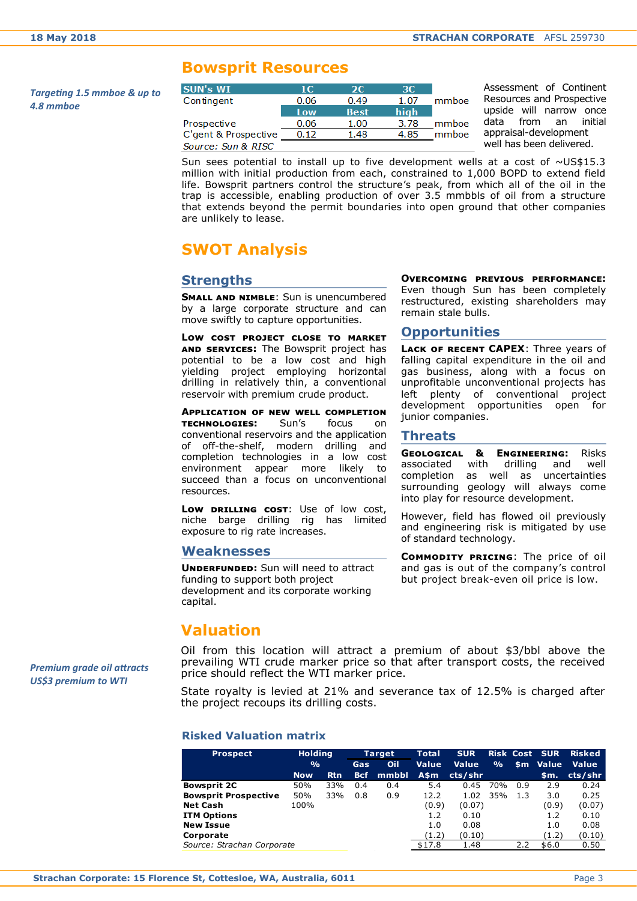# Bowsprit Resources

*Targeting 1.5 mmboe & up to 4.8 mmboe*

| SUN's WI | 1C | 2C | 3C | |
|---|---|---|---|---|
| Contingent | 0.06 | 0.49 | 1.07 | mmboe |
| | Low | Best | high | |
| Prospective | 0.06 | 1.00 | 3.78 | mmboe |
| C'gent & Prospective | 0.12 | 1.48 | 4.85 | mmboe |

*Source: Sun & RISC*

Assessment of Continent Resources and Prospective upside will narrow once data from an initial appraisal-development well has been delivered.

Sun sees potential to install up to five development wells at a cost of ~US$15.3 million with initial production from each, constrained to 1,000 BOPD to extend field life. Bowsprit partners control the structure's peak, from which all of the oil in the trap is accessible, enabling production of over 3.5 mmbbls of oil from a structure that extends beyond the permit boundaries into open ground that other companies are unlikely to lease.

# SWOT Analysis

## Strengths

**Small and nimble**: Sun is unencumbered by a large corporate structure and can move swiftly to capture opportunities.

**Low cost project close to market and services:** The Bowsprit project has potential to be a low cost and high yielding project employing horizontal drilling in relatively thin, a conventional reservoir with premium crude product.

**Application of new well completion technologies:** Sun's focus on conventional reservoirs and the application of off-the-shelf, modern drilling and completion technologies in a low cost environment appear more likely to succeed than a focus on unconventional resources.

**Low drilling cost**: Use of low cost, niche barge drilling rig has limited exposure to rig rate increases.

## Weaknesses

**Underfunded:** Sun will need to attract funding to support both project development and its corporate working capital.

**Overcoming previous performance:** Even though Sun has been completely restructured, existing shareholders may remain stale bulls.

## Opportunities

**Lack of recent CAPEX**: Three years of falling capital expenditure in the oil and gas business, along with a focus on unprofitable unconventional projects has left plenty of conventional project development opportunities open for junior companies.

## Threats

**Geological & Engineering:** Risks associated with drilling and well completion as well as uncertainties surrounding geology will always come into play for resource development.

However, field has flowed oil previously and engineering risk is mitigated by use of standard technology.

**Commodity pricing**: The price of oil and gas is out of the company's control but project break-even oil price is low.

# Valuation

*Premium grade oil attracts US$3 premium to WTI*

Oil from this location will attract a premium of about $3/bbl above the prevailing WTI crude marker price so that after transport costs, the received price should reflect the WTI marker price.

State royalty is levied at 21% and severance tax of 12.5% is charged after the project recoups its drilling costs.

### Risked Valuation matrix

| Prospect | Holding % Now | Holding % Rtn | Target Gas Bcf | Target Oil mmbbl | Total Value A$m | SUR Value cts/shr | Risk % | Cost $m | SUR Value $m. | Risked Value cts/shr |
|---|---|---|---|---|---|---|---|---|---|---|
| **Bowsprit 2C** | 50% | 33% | 0.4 | 0.4 | 5.4 | 0.45 | 70% | 0.9 | 2.9 | 0.24 |
| **Bowsprit Prospective** | 50% | 33% | 0.8 | 0.9 | 12.2 | 1.02 | 35% | 1.3 | 3.0 | 0.25 |
| **Net Cash** | 100% | | | | (0.9) | (0.07) | | | (0.9) | (0.07) |
| **ITM Options** | | | | | 1.2 | 0.10 | | | 1.2 | 0.10 |
| **New Issue** | | | | | 1.0 | 0.08 | | | 1.0 | 0.08 |
| **Corporate** | | | | | (1.2) | (0.10) | | | (1.2) | (0.10) |
| | | | | | $17.8 | 1.48 | | 2.2 | $6.0 | 0.50 |

*Source: Strachan Corporate*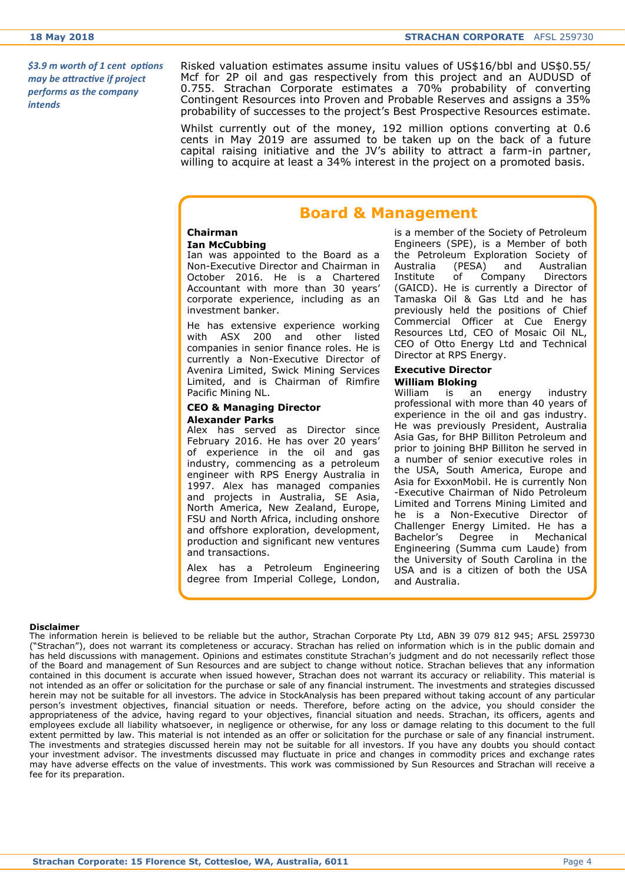*$3.9 m worth of 1 cent options may be attractive if project performs as the company intends*

Risked valuation estimates assume insitu values of US$16/bbl and US$0.55/Mcf for 2P oil and gas respectively from this project and an AUDUSD of 0.755. Strachan Corporate estimates a 70% probability of converting Contingent Resources into Proven and Probable Reserves and assigns a 35% probability of successes to the project's Best Prospective Resources estimate.

Whilst currently out of the money, 192 million options converting at 0.6 cents in May 2019 are assumed to be taken up on the back of a future capital raising initiative and the JV's ability to attract a farm-in partner, willing to acquire at least a 34% interest in the project on a promoted basis.

## Board & Management

**Chairman**
**Ian McCubbing**
Ian was appointed to the Board as a Non-Executive Director and Chairman in October 2016. He is a Chartered Accountant with more than 30 years' corporate experience, including as an investment banker.

He has extensive experience working with ASX 200 and other listed companies in senior finance roles. He is currently a Non-Executive Director of Avenira Limited, Swick Mining Services Limited, and is Chairman of Rimfire Pacific Mining NL.

**CEO & Managing Director**
**Alexander Parks**
Alex has served as Director since February 2016. He has over 20 years' of experience in the oil and gas industry, commencing as a petroleum engineer with RPS Energy Australia in 1997. Alex has managed companies and projects in Australia, SE Asia, North America, New Zealand, Europe, FSU and North Africa, including onshore and offshore exploration, development, production and significant new ventures and transactions.

Alex has a Petroleum Engineering degree from Imperial College, London, is a member of the Society of Petroleum Engineers (SPE), is a Member of both the Petroleum Exploration Society of Australia (PESA) and Australian Institute of Company Directors (GAICD). He is currently a Director of Tamaska Oil & Gas Ltd and he has previously held the positions of Chief Commercial Officer at Cue Energy Resources Ltd, CEO of Mosaic Oil NL, CEO of Otto Energy Ltd and Technical Director at RPS Energy.

**Executive Director**
**William Bloking**
William is an energy industry professional with more than 40 years of experience in the oil and gas industry. He was previously President, Australia Asia Gas, for BHP Billiton Petroleum and prior to joining BHP Billiton he served in a number of senior executive roles in the USA, South America, Europe and Asia for ExxonMobil. He is currently Non-Executive Chairman of Nido Petroleum Limited and Torrens Mining Limited and he is a Non-Executive Director of Challenger Energy Limited. He has a Bachelor's Degree in Mechanical Engineering (Summa cum Laude) from the University of South Carolina in the USA and is a citizen of both the USA and Australia.

**Disclaimer**
The information herein is believed to be reliable but the author, Strachan Corporate Pty Ltd, ABN 39 079 812 945; AFSL 259730 ("Strachan"), does not warrant its completeness or accuracy. Strachan has relied on information which is in the public domain and has held discussions with management. Opinions and estimates constitute Strachan's judgment and do not necessarily reflect those of the Board and management of Sun Resources and are subject to change without notice. Strachan believes that any information contained in this document is accurate when issued however, Strachan does not warrant its accuracy or reliability. This material is not intended as an offer or solicitation for the purchase or sale of any financial instrument. The investments and strategies discussed herein may not be suitable for all investors. The advice in StockAnalysis has been prepared without taking account of any particular person's investment objectives, financial situation or needs. Therefore, before acting on the advice, you should consider the appropriateness of the advice, having regard to your objectives, financial situation and needs. Strachan, its officers, agents and employees exclude all liability whatsoever, in negligence or otherwise, for any loss or damage relating to this document to the full extent permitted by law. This material is not intended as an offer or solicitation for the purchase or sale of any financial instrument. The investments and strategies discussed herein may not be suitable for all investors. If you have any doubts you should contact your investment advisor. The investments discussed may fluctuate in price and changes in commodity prices and exchange rates may have adverse effects on the value of investments. This work was commissioned by Sun Resources and Strachan will receive a fee for its preparation.